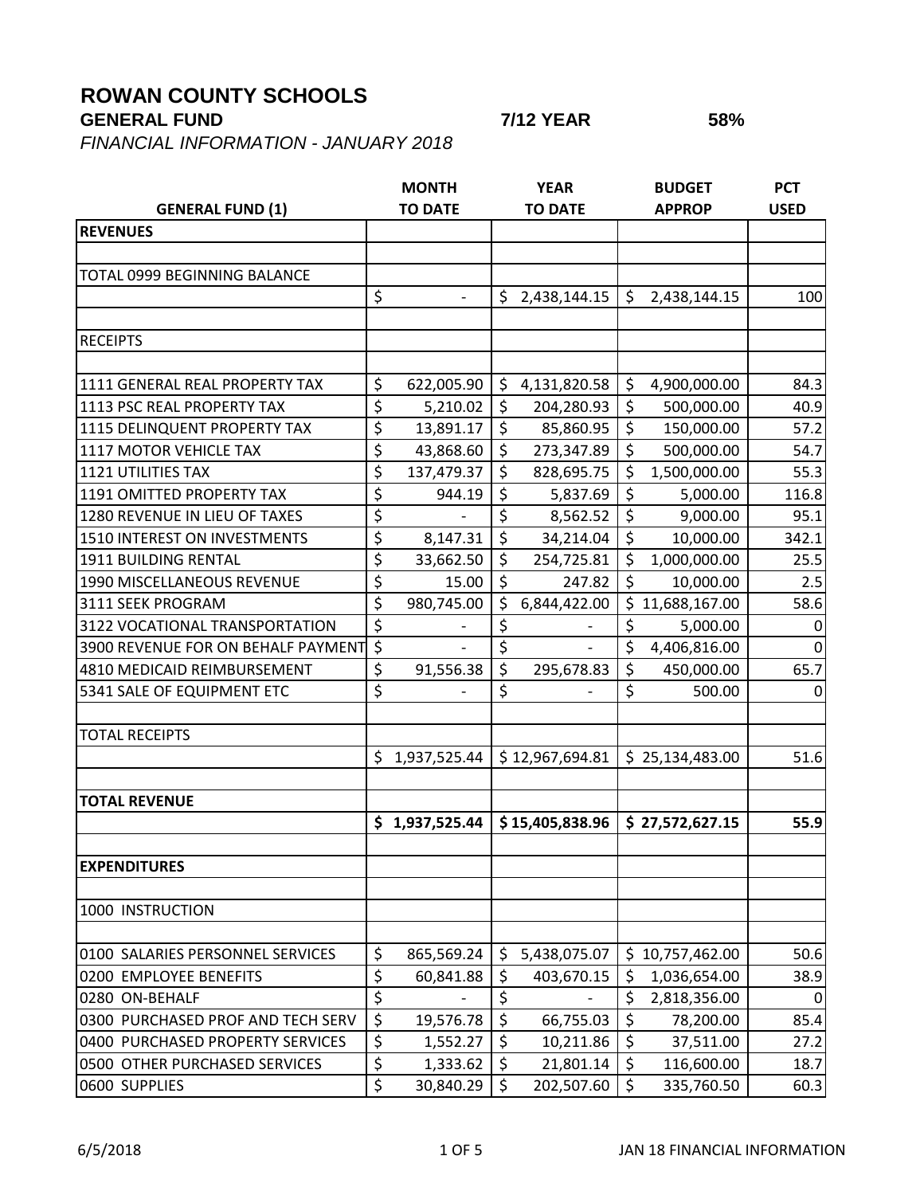# ROWAN COUNTY SCHOOLS

**GENERAL FUND** **7/12 YEAR** **58%**

*FINANCIAL INFORMATION - JANUARY 2018*

| GENERAL FUND (1) | MONTH TO DATE | YEAR TO DATE | BUDGET APPROP | PCT USED |
|---|---|---|---|---|
| **REVENUES** | | | | |
| | | | | |
| TOTAL 0999 BEGINNING BALANCE | | | | |
| | $ - | $ 2,438,144.15 | $ 2,438,144.15 | 100 |
| | | | | |
| RECEIPTS | | | | |
| | | | | |
| 1111 GENERAL REAL PROPERTY TAX | $ 622,005.90 | $ 4,131,820.58 | $ 4,900,000.00 | 84.3 |
| 1113 PSC REAL PROPERTY TAX | $ 5,210.02 | $ 204,280.93 | $ 500,000.00 | 40.9 |
| 1115 DELINQUENT PROPERTY TAX | $ 13,891.17 | $ 85,860.95 | $ 150,000.00 | 57.2 |
| 1117 MOTOR VEHICLE TAX | $ 43,868.60 | $ 273,347.89 | $ 500,000.00 | 54.7 |
| 1121 UTILITIES TAX | $ 137,479.37 | $ 828,695.75 | $ 1,500,000.00 | 55.3 |
| 1191 OMITTED PROPERTY TAX | $ 944.19 | $ 5,837.69 | $ 5,000.00 | 116.8 |
| 1280 REVENUE IN LIEU OF TAXES | $ | $ 8,562.52 | $ 9,000.00 | 95.1 |
| 1510 INTEREST ON INVESTMENTS | $ 8,147.31 | $ 34,214.04 | $ 10,000.00 | 342.1 |
| 1911 BUILDING RENTAL | $ 33,662.50 | $ 254,725.81 | $ 1,000,000.00 | 25.5 |
| 1990 MISCELLANEOUS REVENUE | $ 15.00 | $ 247.82 | $ 10,000.00 | 2.5 |
| 3111 SEEK PROGRAM | $ 980,745.00 | $ 6,844,422.00 | $ 11,688,167.00 | 58.6 |
| 3122 VOCATIONAL TRANSPORTATION | $ - | $ - | $ 5,000.00 | 0 |
| 3900 REVENUE FOR ON BEHALF PAYMENT | $ - | $ - | $ 4,406,816.00 | 0 |
| 4810 MEDICAID REIMBURSEMENT | $ 91,556.38 | $ 295,678.83 | $ 450,000.00 | 65.7 |
| 5341 SALE OF EQUIPMENT ETC | $ - | $ - | $ 500.00 | 0 |
| | | | | |
| TOTAL RECEIPTS | | | | |
| | $ 1,937,525.44 | $ 12,967,694.81 | $ 25,134,483.00 | 51.6 |
| | | | | |
| **TOTAL REVENUE** | | | | |
| | **$ 1,937,525.44** | **$ 15,405,838.96** | **$ 27,572,627.15** | **55.9** |
| | | | | |
| **EXPENDITURES** | | | | |
| | | | | |
| 1000 INSTRUCTION | | | | |
| | | | | |
| 0100 SALARIES PERSONNEL SERVICES | $ 865,569.24 | $ 5,438,075.07 | $ 10,757,462.00 | 50.6 |
| 0200 EMPLOYEE BENEFITS | $ 60,841.88 | $ 403,670.15 | $ 1,036,654.00 | 38.9 |
| 0280 ON-BEHALF | $ - | $ - | $ 2,818,356.00 | 0 |
| 0300 PURCHASED PROF AND TECH SERV | $ 19,576.78 | $ 66,755.03 | $ 78,200.00 | 85.4 |
| 0400 PURCHASED PROPERTY SERVICES | $ 1,552.27 | $ 10,211.86 | $ 37,511.00 | 27.2 |
| 0500 OTHER PURCHASED SERVICES | $ 1,333.62 | $ 21,801.14 | $ 116,600.00 | 18.7 |
| 0600 SUPPLIES | $ 30,840.29 | $ 202,507.60 | $ 335,760.50 | 60.3 |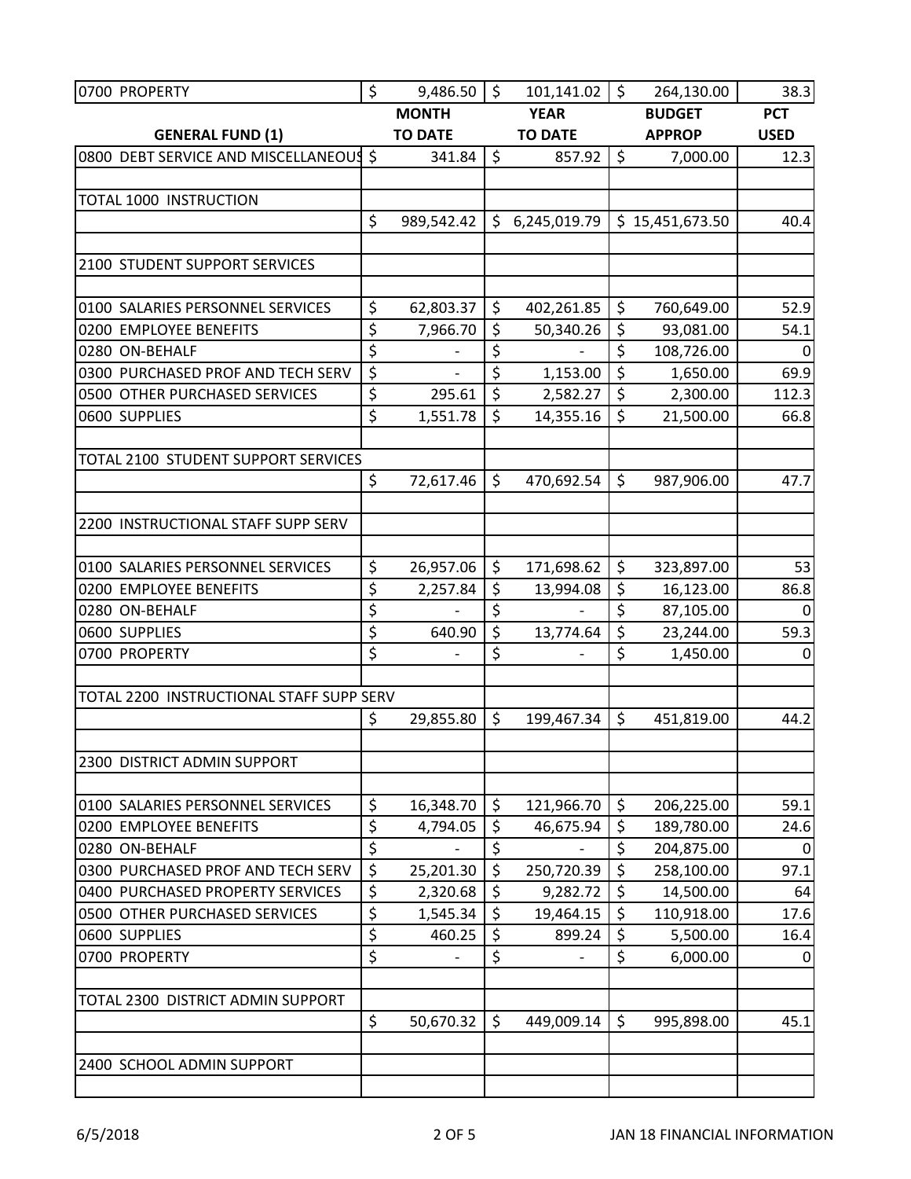| | | | | |
|---|---|---|---|---|
| 0700 PROPERTY | $ 9,486.50 | $ 101,141.02 | $ 264,130.00 | 38.3 |
| **GENERAL FUND (1)** | **MONTH TO DATE** | **YEAR TO DATE** | **BUDGET APPROP** | **PCT USED** |
| 0800 DEBT SERVICE AND MISCELLANEOUS | $ 341.84 | $ 857.92 | $ 7,000.00 | 12.3 |
| | | | | |
| TOTAL 1000 INSTRUCTION | | | | |
| | $ 989,542.42 | $ 6,245,019.79 | $ 15,451,673.50 | 40.4 |
| | | | | |
| 2100 STUDENT SUPPORT SERVICES | | | | |
| | | | | |
| 0100 SALARIES PERSONNEL SERVICES | $ 62,803.37 | $ 402,261.85 | $ 760,649.00 | 52.9 |
| 0200 EMPLOYEE BENEFITS | $ 7,966.70 | $ 50,340.26 | $ 93,081.00 | 54.1 |
| 0280 ON-BEHALF | $ - | $ - | $ 108,726.00 | 0 |
| 0300 PURCHASED PROF AND TECH SERV | $ - | $ 1,153.00 | $ 1,650.00 | 69.9 |
| 0500 OTHER PURCHASED SERVICES | $ 295.61 | $ 2,582.27 | $ 2,300.00 | 112.3 |
| 0600 SUPPLIES | $ 1,551.78 | $ 14,355.16 | $ 21,500.00 | 66.8 |
| | | | | |
| TOTAL 2100 STUDENT SUPPORT SERVICES | | | | |
| | $ 72,617.46 | $ 470,692.54 | $ 987,906.00 | 47.7 |
| | | | | |
| 2200 INSTRUCTIONAL STAFF SUPP SERV | | | | |
| | | | | |
| 0100 SALARIES PERSONNEL SERVICES | $ 26,957.06 | $ 171,698.62 | $ 323,897.00 | 53 |
| 0200 EMPLOYEE BENEFITS | $ 2,257.84 | $ 13,994.08 | $ 16,123.00 | 86.8 |
| 0280 ON-BEHALF | $ - | $ - | $ 87,105.00 | 0 |
| 0600 SUPPLIES | $ 640.90 | $ 13,774.64 | $ 23,244.00 | 59.3 |
| 0700 PROPERTY | $ - | $ - | $ 1,450.00 | 0 |
| | | | | |
| TOTAL 2200 INSTRUCTIONAL STAFF SUPP SERV | | | | |
| | $ 29,855.80 | $ 199,467.34 | $ 451,819.00 | 44.2 |
| | | | | |
| 2300 DISTRICT ADMIN SUPPORT | | | | |
| | | | | |
| 0100 SALARIES PERSONNEL SERVICES | $ 16,348.70 | $ 121,966.70 | $ 206,225.00 | 59.1 |
| 0200 EMPLOYEE BENEFITS | $ 4,794.05 | $ 46,675.94 | $ 189,780.00 | 24.6 |
| 0280 ON-BEHALF | $ - | $ - | $ 204,875.00 | 0 |
| 0300 PURCHASED PROF AND TECH SERV | $ 25,201.30 | $ 250,720.39 | $ 258,100.00 | 97.1 |
| 0400 PURCHASED PROPERTY SERVICES | $ 2,320.68 | $ 9,282.72 | $ 14,500.00 | 64 |
| 0500 OTHER PURCHASED SERVICES | $ 1,545.34 | $ 19,464.15 | $ 110,918.00 | 17.6 |
| 0600 SUPPLIES | $ 460.25 | $ 899.24 | $ 5,500.00 | 16.4 |
| 0700 PROPERTY | $ - | $ - | $ 6,000.00 | 0 |
| | | | | |
| TOTAL 2300 DISTRICT ADMIN SUPPORT | | | | |
| | $ 50,670.32 | $ 449,009.14 | $ 995,898.00 | 45.1 |
| | | | | |
| 2400 SCHOOL ADMIN SUPPORT | | | | |
| | | | | |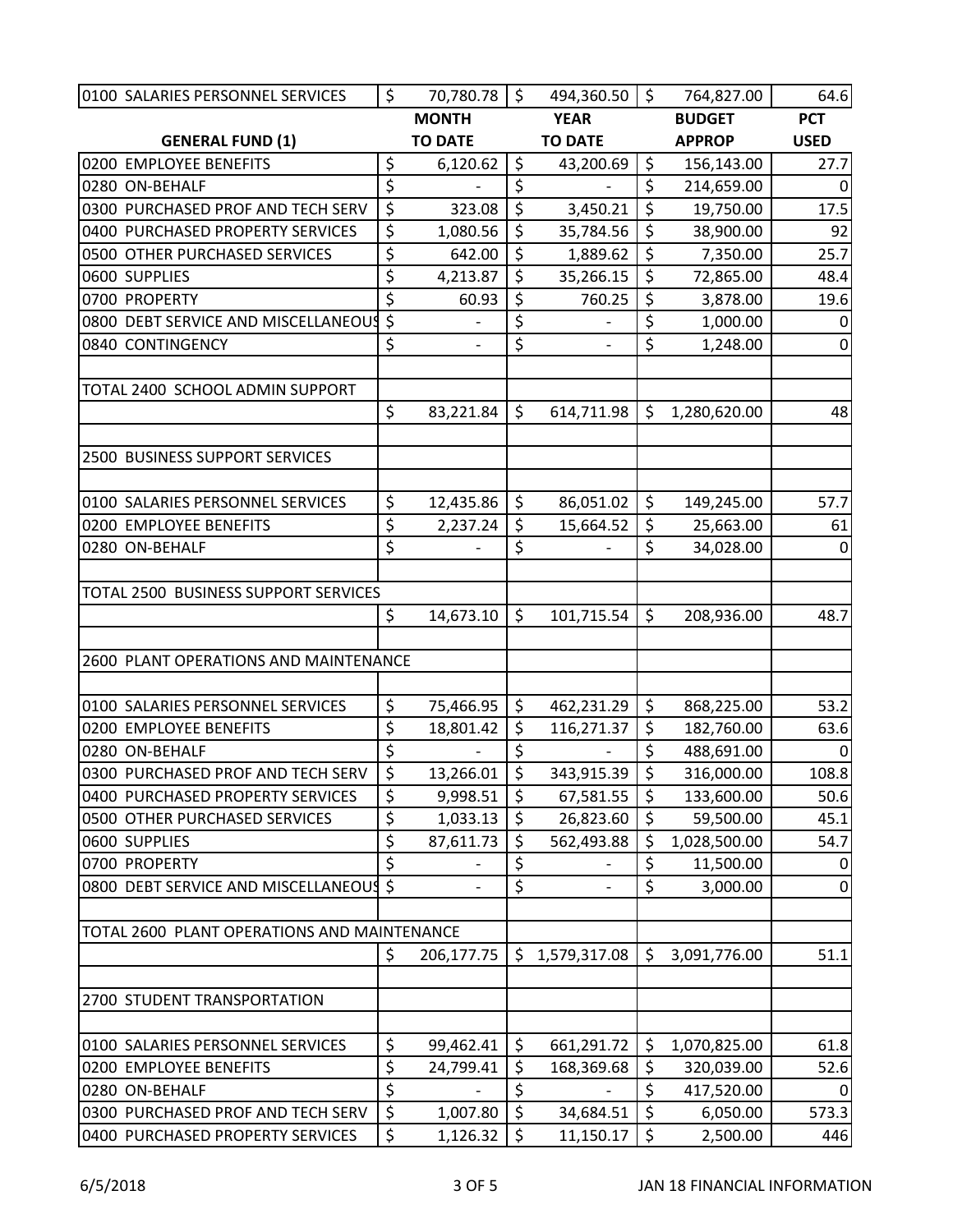| GENERAL FUND (1) | MONTH TO DATE | YEAR TO DATE | BUDGET APPROP | PCT USED |
|---|---|---|---|---|
| 0100 SALARIES PERSONNEL SERVICES | $ 70,780.78 | $ 494,360.50 | $ 764,827.00 | 64.6 |
| 0200 EMPLOYEE BENEFITS | $ 6,120.62 | $ 43,200.69 | $ 156,143.00 | 27.7 |
| 0280 ON-BEHALF | $ - | $ - | $ 214,659.00 | 0 |
| 0300 PURCHASED PROF AND TECH SERV | $ 323.08 | $ 3,450.21 | $ 19,750.00 | 17.5 |
| 0400 PURCHASED PROPERTY SERVICES | $ 1,080.56 | $ 35,784.56 | $ 38,900.00 | 92 |
| 0500 OTHER PURCHASED SERVICES | $ 642.00 | $ 1,889.62 | $ 7,350.00 | 25.7 |
| 0600 SUPPLIES | $ 4,213.87 | $ 35,266.15 | $ 72,865.00 | 48.4 |
| 0700 PROPERTY | $ 60.93 | $ 760.25 | $ 3,878.00 | 19.6 |
| 0800 DEBT SERVICE AND MISCELLANEOUS | $ - | $ - | $ 1,000.00 | 0 |
| 0840 CONTINGENCY | $ - | $ - | $ 1,248.00 | 0 |
| | | | | |
| TOTAL 2400 SCHOOL ADMIN SUPPORT | | | | |
| | $ 83,221.84 | $ 614,711.98 | $ 1,280,620.00 | 48 |
| | | | | |
| 2500 BUSINESS SUPPORT SERVICES | | | | |
| | | | | |
| 0100 SALARIES PERSONNEL SERVICES | $ 12,435.86 | $ 86,051.02 | $ 149,245.00 | 57.7 |
| 0200 EMPLOYEE BENEFITS | $ 2,237.24 | $ 15,664.52 | $ 25,663.00 | 61 |
| 0280 ON-BEHALF | $ - | $ - | $ 34,028.00 | 0 |
| | | | | |
| TOTAL 2500 BUSINESS SUPPORT SERVICES | | | | |
| | $ 14,673.10 | $ 101,715.54 | $ 208,936.00 | 48.7 |
| | | | | |
| 2600 PLANT OPERATIONS AND MAINTENANCE | | | | |
| | | | | |
| 0100 SALARIES PERSONNEL SERVICES | $ 75,466.95 | $ 462,231.29 | $ 868,225.00 | 53.2 |
| 0200 EMPLOYEE BENEFITS | $ 18,801.42 | $ 116,271.37 | $ 182,760.00 | 63.6 |
| 0280 ON-BEHALF | $ - | $ - | $ 488,691.00 | 0 |
| 0300 PURCHASED PROF AND TECH SERV | $ 13,266.01 | $ 343,915.39 | $ 316,000.00 | 108.8 |
| 0400 PURCHASED PROPERTY SERVICES | $ 9,998.51 | $ 67,581.55 | $ 133,600.00 | 50.6 |
| 0500 OTHER PURCHASED SERVICES | $ 1,033.13 | $ 26,823.60 | $ 59,500.00 | 45.1 |
| 0600 SUPPLIES | $ 87,611.73 | $ 562,493.88 | $ 1,028,500.00 | 54.7 |
| 0700 PROPERTY | $ - | $ - | $ 11,500.00 | 0 |
| 0800 DEBT SERVICE AND MISCELLANEOUS | $ - | $ - | $ 3,000.00 | 0 |
| | | | | |
| TOTAL 2600 PLANT OPERATIONS AND MAINTENANCE | | | | |
| | $ 206,177.75 | $ 1,579,317.08 | $ 3,091,776.00 | 51.1 |
| | | | | |
| 2700 STUDENT TRANSPORTATION | | | | |
| | | | | |
| 0100 SALARIES PERSONNEL SERVICES | $ 99,462.41 | $ 661,291.72 | $ 1,070,825.00 | 61.8 |
| 0200 EMPLOYEE BENEFITS | $ 24,799.41 | $ 168,369.68 | $ 320,039.00 | 52.6 |
| 0280 ON-BEHALF | $ - | $ - | $ 417,520.00 | 0 |
| 0300 PURCHASED PROF AND TECH SERV | $ 1,007.80 | $ 34,684.51 | $ 6,050.00 | 573.3 |
| 0400 PURCHASED PROPERTY SERVICES | $ 1,126.32 | $ 11,150.17 | $ 2,500.00 | 446 |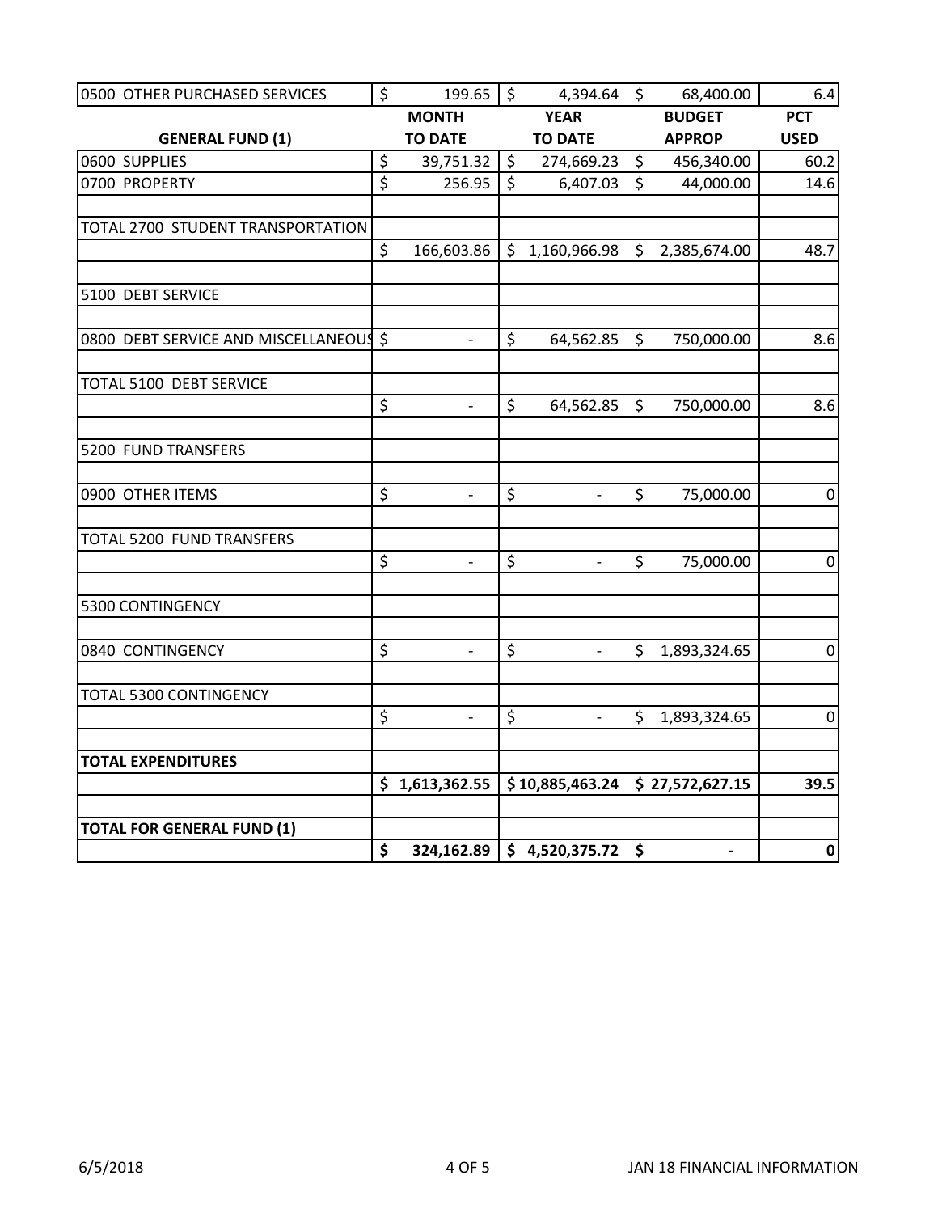| GENERAL FUND (1) | MONTH TO DATE | YEAR TO DATE | BUDGET APPROP | PCT USED |
|---|---|---|---|---|
| 0500 OTHER PURCHASED SERVICES | $ 199.65 | $ 4,394.64 | $ 68,400.00 | 6.4 |
| 0600 SUPPLIES | $ 39,751.32 | $ 274,669.23 | $ 456,340.00 | 60.2 |
| 0700 PROPERTY | $ 256.95 | $ 6,407.03 | $ 44,000.00 | 14.6 |
| | | | | |
| TOTAL 2700 STUDENT TRANSPORTATION | | | | |
| | $ 166,603.86 | $ 1,160,966.98 | $ 2,385,674.00 | 48.7 |
| | | | | |
| 5100 DEBT SERVICE | | | | |
| | | | | |
| 0800 DEBT SERVICE AND MISCELLANEOUS | $ - | $ 64,562.85 | $ 750,000.00 | 8.6 |
| | | | | |
| TOTAL 5100 DEBT SERVICE | | | | |
| | $ - | $ 64,562.85 | $ 750,000.00 | 8.6 |
| | | | | |
| 5200 FUND TRANSFERS | | | | |
| | | | | |
| 0900 OTHER ITEMS | $ - | $ - | $ 75,000.00 | 0 |
| | | | | |
| TOTAL 5200 FUND TRANSFERS | | | | |
| | $ - | $ - | $ 75,000.00 | 0 |
| | | | | |
| 5300 CONTINGENCY | | | | |
| | | | | |
| 0840 CONTINGENCY | $ - | $ - | $ 1,893,324.65 | 0 |
| | | | | |
| TOTAL 5300 CONTINGENCY | | | | |
| | $ - | $ - | $ 1,893,324.65 | 0 |
| | | | | |
| **TOTAL EXPENDITURES** | | | | |
| | **$ 1,613,362.55** | **$ 10,885,463.24** | **$ 27,572,627.15** | **39.5** |
| | | | | |
| **TOTAL FOR GENERAL FUND (1)** | | | | |
| | **$ 324,162.89** | **$ 4,520,375.72** | **$ -** | **0** |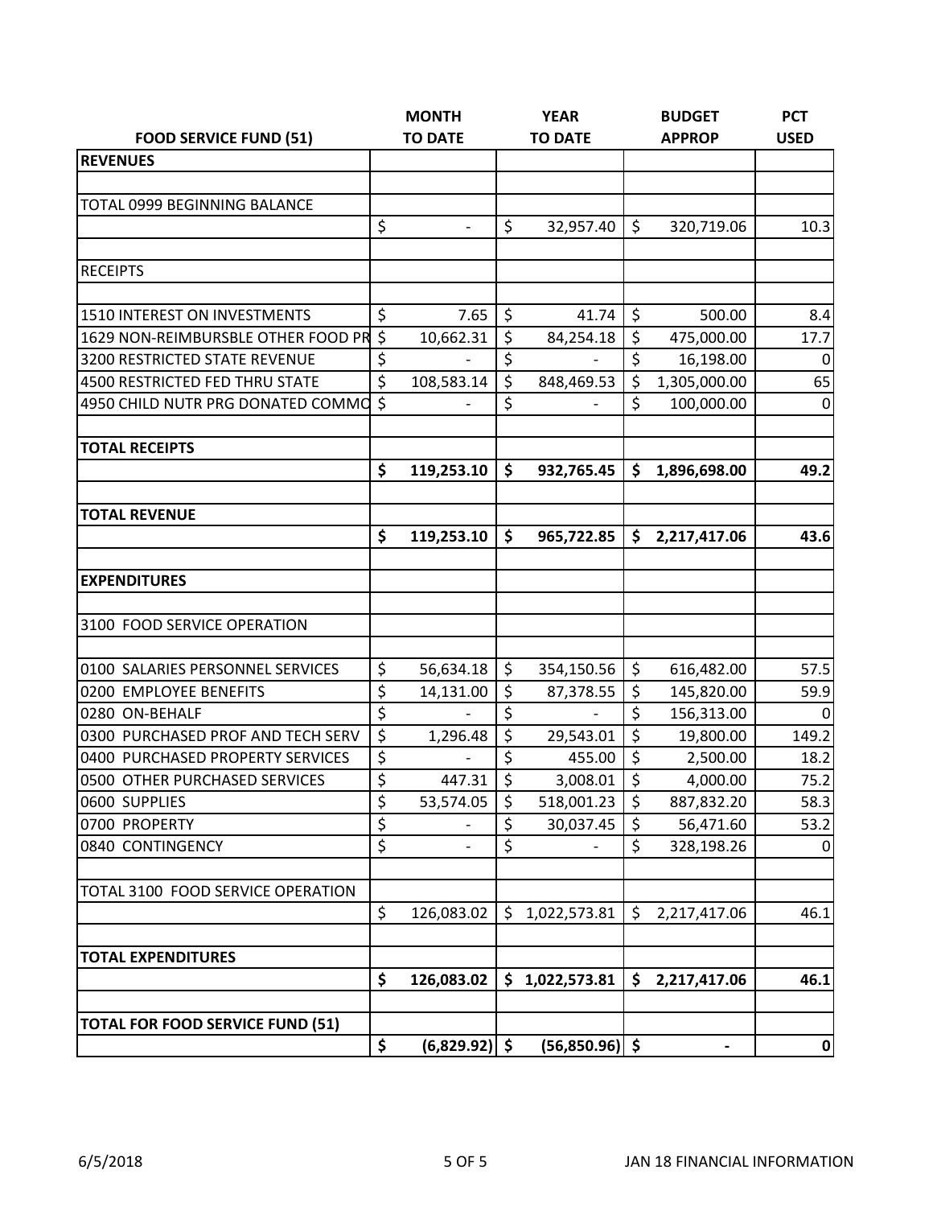| FOOD SERVICE FUND (51) | MONTH TO DATE | YEAR TO DATE | BUDGET APPROP | PCT USED |
|---|---|---|---|---|
| **REVENUES** | | | | |
| | | | | |
| TOTAL 0999 BEGINNING BALANCE | | | | |
| | $ - | $ 32,957.40 | $ 320,719.06 | 10.3 |
| | | | | |
| RECEIPTS | | | | |
| | | | | |
| 1510 INTEREST ON INVESTMENTS | $ 7.65 | $ 41.74 | $ 500.00 | 8.4 |
| 1629 NON-REIMBURSBLE OTHER FOOD PR | $ 10,662.31 | $ 84,254.18 | $ 475,000.00 | 17.7 |
| 3200 RESTRICTED STATE REVENUE | $ - | $ - | $ 16,198.00 | 0 |
| 4500 RESTRICTED FED THRU STATE | $ 108,583.14 | $ 848,469.53 | $ 1,305,000.00 | 65 |
| 4950 CHILD NUTR PRG DONATED COMMO | $ - | $ - | $ 100,000.00 | 0 |
| | | | | |
| **TOTAL RECEIPTS** | | | | |
| | **$ 119,253.10** | **$ 932,765.45** | **$ 1,896,698.00** | **49.2** |
| | | | | |
| **TOTAL REVENUE** | | | | |
| | **$ 119,253.10** | **$ 965,722.85** | **$ 2,217,417.06** | **43.6** |
| | | | | |
| **EXPENDITURES** | | | | |
| | | | | |
| 3100 FOOD SERVICE OPERATION | | | | |
| | | | | |
| 0100 SALARIES PERSONNEL SERVICES | $ 56,634.18 | $ 354,150.56 | $ 616,482.00 | 57.5 |
| 0200 EMPLOYEE BENEFITS | $ 14,131.00 | $ 87,378.55 | $ 145,820.00 | 59.9 |
| 0280 ON-BEHALF | $ - | $ - | $ 156,313.00 | 0 |
| 0300 PURCHASED PROF AND TECH SERV | $ 1,296.48 | $ 29,543.01 | $ 19,800.00 | 149.2 |
| 0400 PURCHASED PROPERTY SERVICES | $ - | $ 455.00 | $ 2,500.00 | 18.2 |
| 0500 OTHER PURCHASED SERVICES | $ 447.31 | $ 3,008.01 | $ 4,000.00 | 75.2 |
| 0600 SUPPLIES | $ 53,574.05 | $ 518,001.23 | $ 887,832.20 | 58.3 |
| 0700 PROPERTY | $ - | $ 30,037.45 | $ 56,471.60 | 53.2 |
| 0840 CONTINGENCY | $ - | $ - | $ 328,198.26 | 0 |
| | | | | |
| TOTAL 3100 FOOD SERVICE OPERATION | | | | |
| | $ 126,083.02 | $ 1,022,573.81 | $ 2,217,417.06 | 46.1 |
| | | | | |
| **TOTAL EXPENDITURES** | | | | |
| | **$ 126,083.02** | **$ 1,022,573.81** | **$ 2,217,417.06** | **46.1** |
| | | | | |
| **TOTAL FOR FOOD SERVICE FUND (51)** | | | | |
| | **$ (6,829.92)** | **$ (56,850.96)** | **$ -** | **0** |

6/5/2018

JAN 18 FINANCIAL INFORMATION